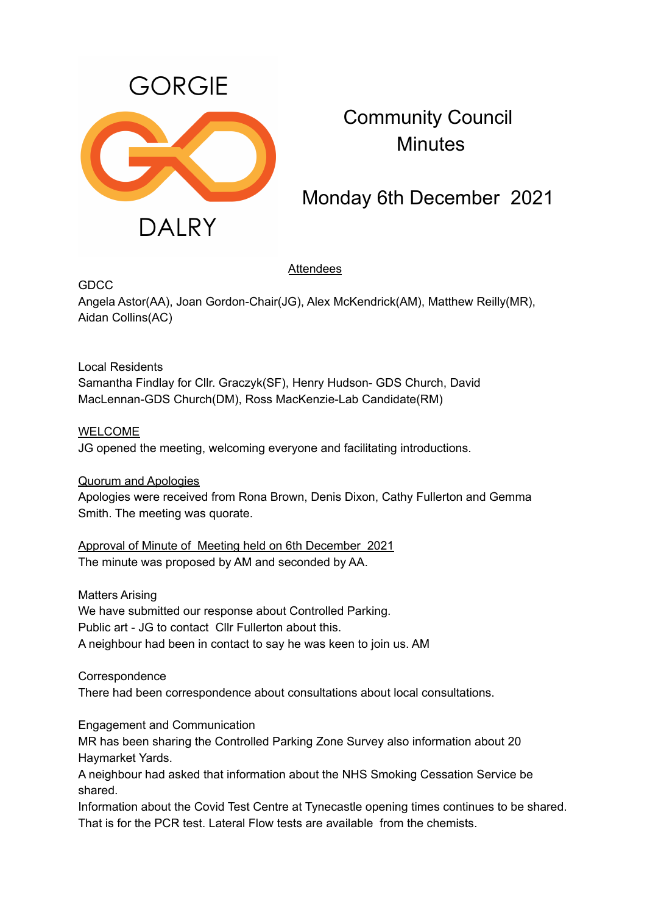GORGIE

DALRY

# Community Council Minutes

## Monday 6th December 2021

<u>Attendees</u>

GDCC
Angela Astor(AA), Joan Gordon-Chair(JG), Alex McKendrick(AM), Matthew Reilly(MR), Aidan Collins(AC)

Local Residents
Samantha Findlay for Cllr. Graczyk(SF), Henry Hudson- GDS Church, David MacLennan-GDS Church(DM), Ross MacKenzie-Lab Candidate(RM)

<u>WELCOME</u>
JG opened the meeting, welcoming everyone and facilitating introductions.

<u>Quorum and Apologies</u>
Apologies were received from Rona Brown, Denis Dixon, Cathy Fullerton and Gemma Smith. The meeting was quorate.

<u>Approval of Minute of Meeting held on 6th December 2021</u>
The minute was proposed by AM and seconded by AA.

Matters Arising
We have submitted our response about Controlled Parking.
Public art - JG to contact Cllr Fullerton about this.
A neighbour had been in contact to say he was keen to join us. AM

Correspondence
There had been correspondence about consultations about local consultations.

Engagement and Communication
MR has been sharing the Controlled Parking Zone Survey also information about 20 Haymarket Yards.
A neighbour had asked that information about the NHS Smoking Cessation Service be shared.
Information about the Covid Test Centre at Tynecastle opening times continues to be shared. That is for the PCR test. Lateral Flow tests are available from the chemists.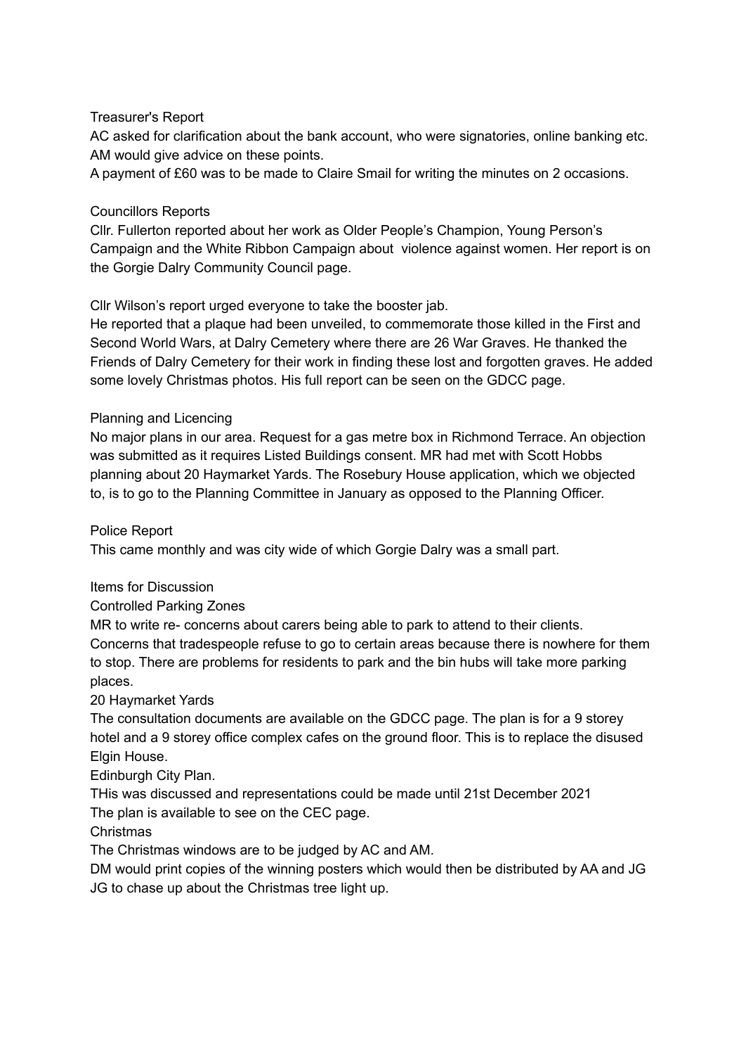Treasurer's Report

AC asked for clarification about the bank account, who were signatories, online banking etc. AM would give advice on these points.

A payment of £60 was to be made to Claire Smail for writing the minutes on 2 occasions.

Councillors Reports

Cllr. Fullerton reported about her work as Older People's Champion, Young Person's Campaign and the White Ribbon Campaign about violence against women. Her report is on the Gorgie Dalry Community Council page.

Cllr Wilson's report urged everyone to take the booster jab.

He reported that a plaque had been unveiled, to commemorate those killed in the First and Second World Wars, at Dalry Cemetery where there are 26 War Graves. He thanked the Friends of Dalry Cemetery for their work in finding these lost and forgotten graves. He added some lovely Christmas photos. His full report can be seen on the GDCC page.

Planning and Licencing

No major plans in our area. Request for a gas metre box in Richmond Terrace. An objection was submitted as it requires Listed Buildings consent. MR had met with Scott Hobbs planning about 20 Haymarket Yards. The Rosebury House application, which we objected to, is to go to the Planning Committee in January as opposed to the Planning Officer.

Police Report

This came monthly and was city wide of which Gorgie Dalry was a small part.

Items for Discussion

Controlled Parking Zones

MR to write re- concerns about carers being able to park to attend to their clients. Concerns that tradespeople refuse to go to certain areas because there is nowhere for them to stop. There are problems for residents to park and the bin hubs will take more parking places.

20 Haymarket Yards

The consultation documents are available on the GDCC page. The plan is for a 9 storey hotel and a 9 storey office complex cafes on the ground floor. This is to replace the disused Elgin House.

Edinburgh City Plan.

THis was discussed and representations could be made until 21st December 2021

The plan is available to see on the CEC page.

Christmas

The Christmas windows are to be judged by AC and AM.

DM would print copies of the winning posters which would then be distributed by AA and JG

JG to chase up about the Christmas tree light up.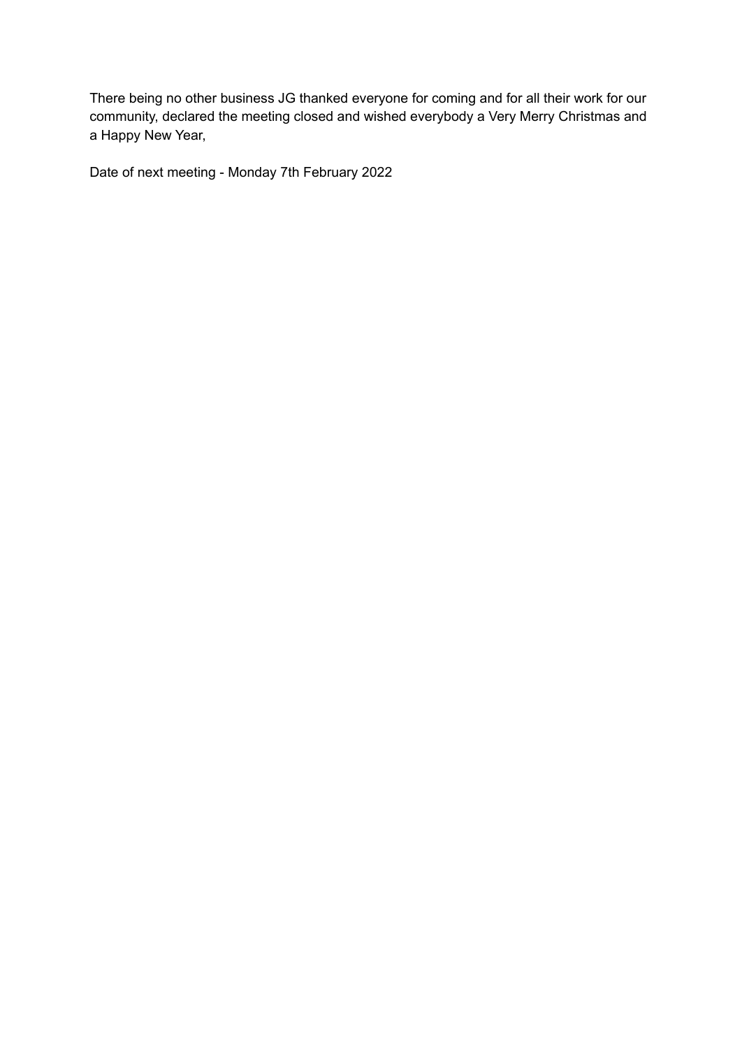There being no other business JG thanked everyone for coming and for all their work for our community, declared the meeting closed and wished everybody a Very Merry Christmas and a Happy New Year,

Date of next meeting - Monday 7th February 2022